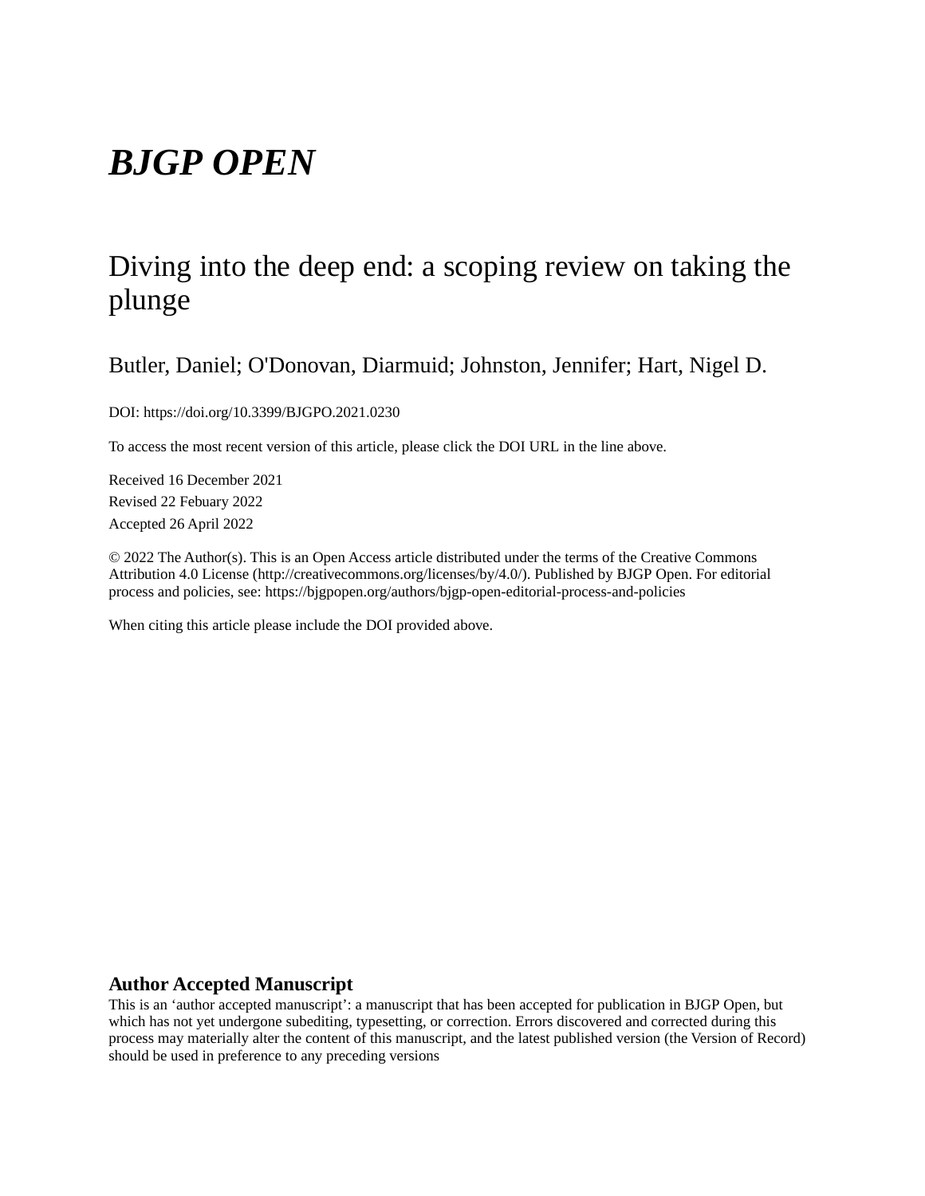# *BJGP OPEN*

## Diving into the deep end: a scoping review on taking the plunge

Butler, Daniel; O'Donovan, Diarmuid; Johnston, Jennifer; Hart, Nigel D.

DOI: https://doi.org/10.3399/BJGPO.2021.0230

To access the most recent version of this article, please click the DOI URL in the line above.

Received 16 December 2021

Revised 22 Febuary 2022

Accepted 26 April 2022

© 2022 The Author(s). This is an Open Access article distributed under the terms of the Creative Commons Attribution 4.0 License (http://creativecommons.org/licenses/by/4.0/). Published by BJGP Open. For editorial process and policies, see: https://bjgpopen.org/authors/bjgp-open-editorial-process-and-policies

When citing this article please include the DOI provided above.

### Author Accepted Manuscript

This is an 'author accepted manuscript': a manuscript that has been accepted for publication in BJGP Open, but which has not yet undergone subediting, typesetting, or correction. Errors discovered and corrected during this process may materially alter the content of this manuscript, and the latest published version (the Version of Record) should be used in preference to any preceding versions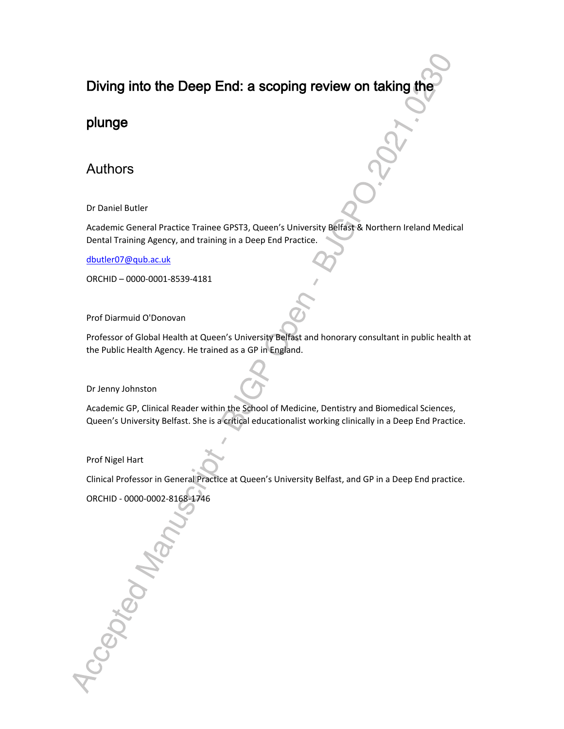# Diving into the Deep End: a scoping review on taking the plunge

## Authors

Dr Daniel Butler

Academic General Practice Trainee GPST3, Queen's University Belfast & Northern Ireland Medical Dental Training Agency, and training in a Deep End Practice.

dbutler07@qub.ac.uk

ORCHID – 0000-0001-8539-4181

Prof Diarmuid O'Donovan

Professor of Global Health at Queen's University Belfast and honorary consultant in public health at the Public Health Agency. He trained as a GP in England.

Dr Jenny Johnston

Academic GP, Clinical Reader within the School of Medicine, Dentistry and Biomedical Sciences, Queen's University Belfast. She is a critical educationalist working clinically in a Deep End Practice.

Prof Nigel Hart

Clinical Professor in General Practice at Queen's University Belfast, and GP in a Deep End practice.

ORCHID - 0000-0002-8168-1746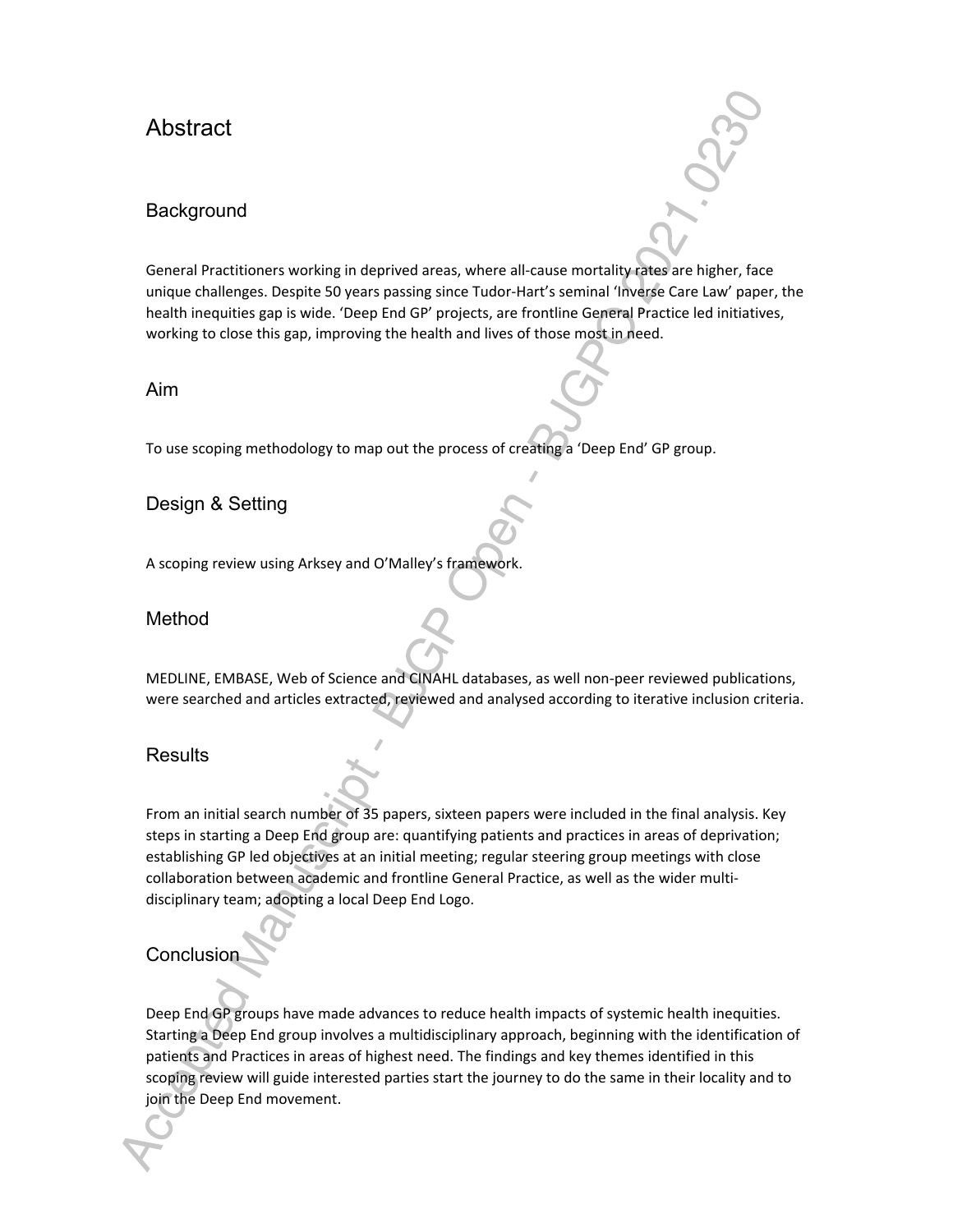# Abstract

## Background

General Practitioners working in deprived areas, where all-cause mortality rates are higher, face unique challenges. Despite 50 years passing since Tudor-Hart's seminal 'Inverse Care Law' paper, the health inequities gap is wide. 'Deep End GP' projects, are frontline General Practice led initiatives, working to close this gap, improving the health and lives of those most in need.

## Aim

To use scoping methodology to map out the process of creating a 'Deep End' GP group.

## Design & Setting

A scoping review using Arksey and O'Malley's framework.

## Method

MEDLINE, EMBASE, Web of Science and CINAHL databases, as well non-peer reviewed publications, were searched and articles extracted, reviewed and analysed according to iterative inclusion criteria.

## Results

From an initial search number of 35 papers, sixteen papers were included in the final analysis. Key steps in starting a Deep End group are: quantifying patients and practices in areas of deprivation; establishing GP led objectives at an initial meeting; regular steering group meetings with close collaboration between academic and frontline General Practice, as well as the wider multi-disciplinary team; adopting a local Deep End Logo.

## Conclusion

Deep End GP groups have made advances to reduce health impacts of systemic health inequities. Starting a Deep End group involves a multidisciplinary approach, beginning with the identification of patients and Practices in areas of highest need. The findings and key themes identified in this scoping review will guide interested parties start the journey to do the same in their locality and to join the Deep End movement.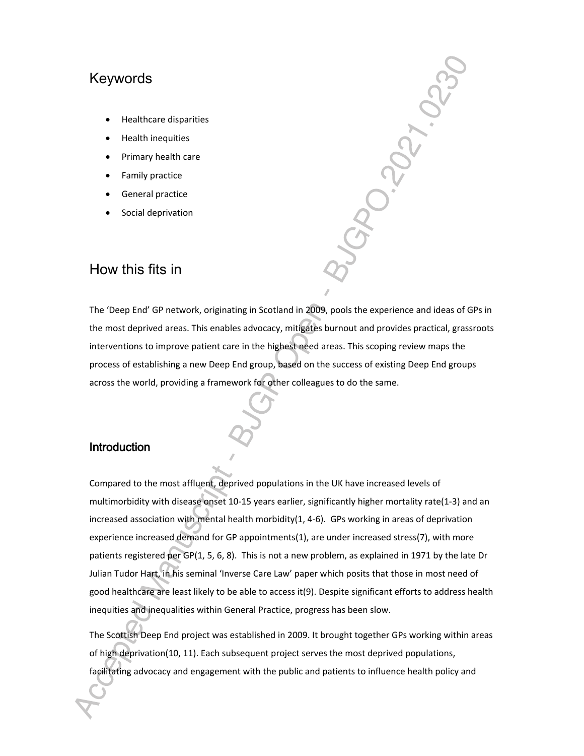## Keywords

- Healthcare disparities
- Health inequities
- Primary health care
- Family practice
- General practice
- Social deprivation

## How this fits in

The 'Deep End' GP network, originating in Scotland in 2009, pools the experience and ideas of GPs in the most deprived areas. This enables advocacy, mitigates burnout and provides practical, grassroots interventions to improve patient care in the highest need areas. This scoping review maps the process of establishing a new Deep End group, based on the success of existing Deep End groups across the world, providing a framework for other colleagues to do the same.

### Introduction

Compared to the most affluent, deprived populations in the UK have increased levels of multimorbidity with disease onset 10-15 years earlier, significantly higher mortality rate(1-3) and an increased association with mental health morbidity(1, 4-6). GPs working in areas of deprivation experience increased demand for GP appointments(1), are under increased stress(7), with more patients registered per GP(1, 5, 6, 8). This is not a new problem, as explained in 1971 by the late Dr Julian Tudor Hart, in his seminal 'Inverse Care Law' paper which posits that those in most need of good healthcare are least likely to be able to access it(9). Despite significant efforts to address health inequities and inequalities within General Practice, progress has been slow.

The Scottish Deep End project was established in 2009. It brought together GPs working within areas of high deprivation(10, 11). Each subsequent project serves the most deprived populations, facilitating advocacy and engagement with the public and patients to influence health policy and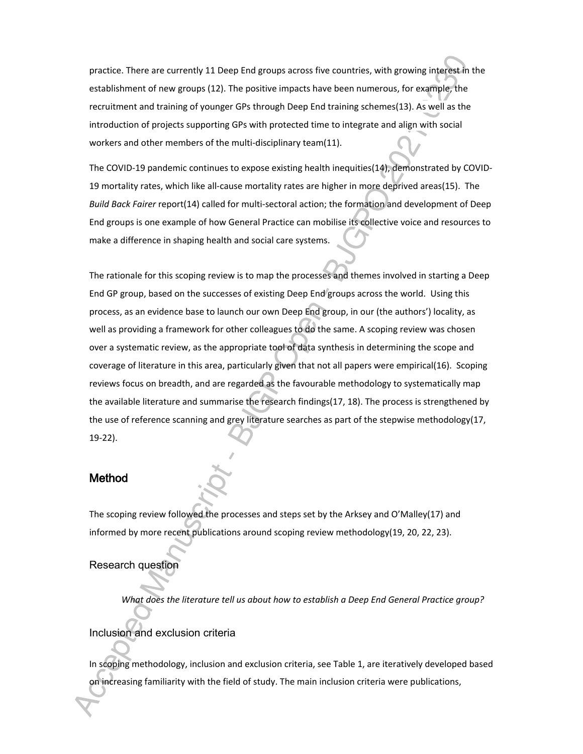practice. There are currently 11 Deep End groups across five countries, with growing interest in the establishment of new groups (12). The positive impacts have been numerous, for example, the recruitment and training of younger GPs through Deep End training schemes(13). As well as the introduction of projects supporting GPs with protected time to integrate and align with social workers and other members of the multi-disciplinary team(11).

The COVID-19 pandemic continues to expose existing health inequities(14), demonstrated by COVID-19 mortality rates, which like all-cause mortality rates are higher in more deprived areas(15). The *Build Back Fairer* report(14) called for multi-sectoral action; the formation and development of Deep End groups is one example of how General Practice can mobilise its collective voice and resources to make a difference in shaping health and social care systems.

The rationale for this scoping review is to map the processes and themes involved in starting a Deep End GP group, based on the successes of existing Deep End groups across the world. Using this process, as an evidence base to launch our own Deep End group, in our (the authors') locality, as well as providing a framework for other colleagues to do the same. A scoping review was chosen over a systematic review, as the appropriate tool of data synthesis in determining the scope and coverage of literature in this area, particularly given that not all papers were empirical(16). Scoping reviews focus on breadth, and are regarded as the favourable methodology to systematically map the available literature and summarise the research findings(17, 18). The process is strengthened by the use of reference scanning and grey literature searches as part of the stepwise methodology(17, 19-22).

## Method

The scoping review followed the processes and steps set by the Arksey and O'Malley(17) and informed by more recent publications around scoping review methodology(19, 20, 22, 23).

### Research question

*What does the literature tell us about how to establish a Deep End General Practice group?*

### Inclusion and exclusion criteria

In scoping methodology, inclusion and exclusion criteria, see Table 1, are iteratively developed based on increasing familiarity with the field of study. The main inclusion criteria were publications,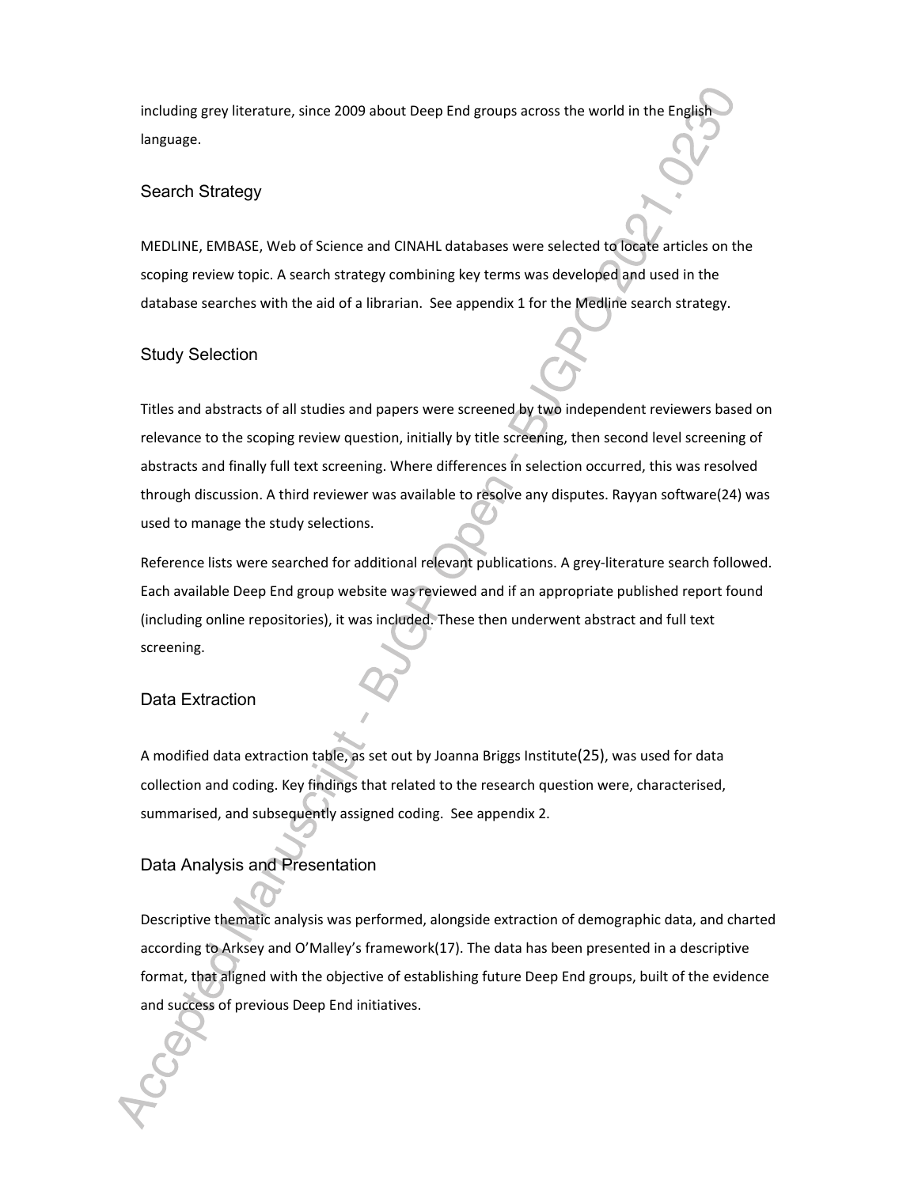including grey literature, since 2009 about Deep End groups across the world in the English language.

## Search Strategy

MEDLINE, EMBASE, Web of Science and CINAHL databases were selected to locate articles on the scoping review topic. A search strategy combining key terms was developed and used in the database searches with the aid of a librarian. See appendix 1 for the Medline search strategy.

## Study Selection

Titles and abstracts of all studies and papers were screened by two independent reviewers based on relevance to the scoping review question, initially by title screening, then second level screening of abstracts and finally full text screening. Where differences in selection occurred, this was resolved through discussion. A third reviewer was available to resolve any disputes. Rayyan software(24) was used to manage the study selections.

Reference lists were searched for additional relevant publications. A grey-literature search followed. Each available Deep End group website was reviewed and if an appropriate published report found (including online repositories), it was included. These then underwent abstract and full text screening.

## Data Extraction

A modified data extraction table, as set out by Joanna Briggs Institute(25), was used for data collection and coding. Key findings that related to the research question were, characterised, summarised, and subsequently assigned coding. See appendix 2.

## Data Analysis and Presentation

Descriptive thematic analysis was performed, alongside extraction of demographic data, and charted according to Arksey and O'Malley's framework(17). The data has been presented in a descriptive format, that aligned with the objective of establishing future Deep End groups, built of the evidence and success of previous Deep End initiatives.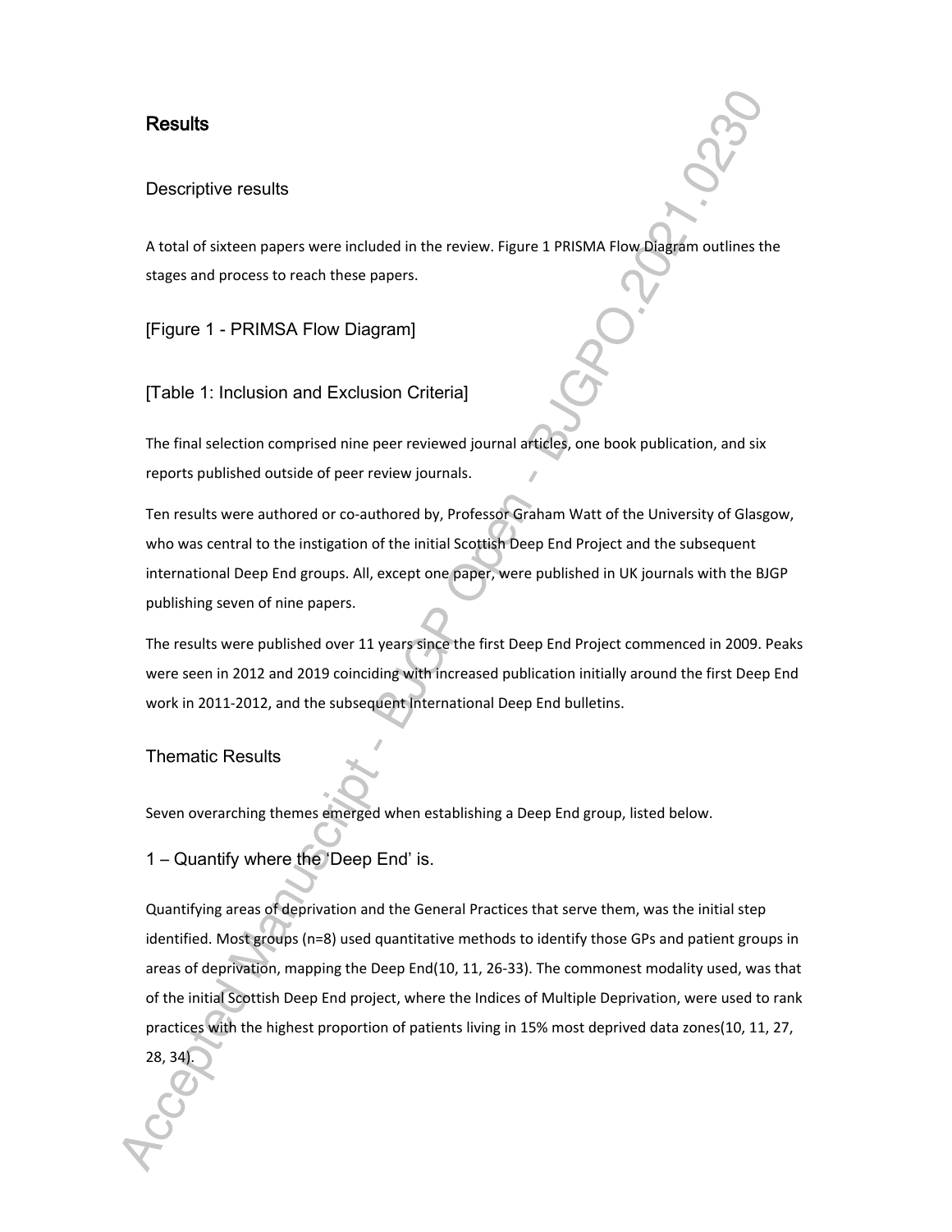## Results

### Descriptive results

A total of sixteen papers were included in the review. Figure 1 PRISMA Flow Diagram outlines the stages and process to reach these papers.

[Figure 1 - PRIMSA Flow Diagram]

[Table 1: Inclusion and Exclusion Criteria]

The final selection comprised nine peer reviewed journal articles, one book publication, and six reports published outside of peer review journals.

Ten results were authored or co-authored by, Professor Graham Watt of the University of Glasgow, who was central to the instigation of the initial Scottish Deep End Project and the subsequent international Deep End groups. All, except one paper, were published in UK journals with the BJGP publishing seven of nine papers.

The results were published over 11 years since the first Deep End Project commenced in 2009. Peaks were seen in 2012 and 2019 coinciding with increased publication initially around the first Deep End work in 2011-2012, and the subsequent International Deep End bulletins.

### Thematic Results

Seven overarching themes emerged when establishing a Deep End group, listed below.

### 1 – Quantify where the 'Deep End' is.

Quantifying areas of deprivation and the General Practices that serve them, was the initial step identified. Most groups (n=8) used quantitative methods to identify those GPs and patient groups in areas of deprivation, mapping the Deep End(10, 11, 26-33). The commonest modality used, was that of the initial Scottish Deep End project, where the Indices of Multiple Deprivation, were used to rank practices with the highest proportion of patients living in 15% most deprived data zones(10, 11, 27, 28, 34).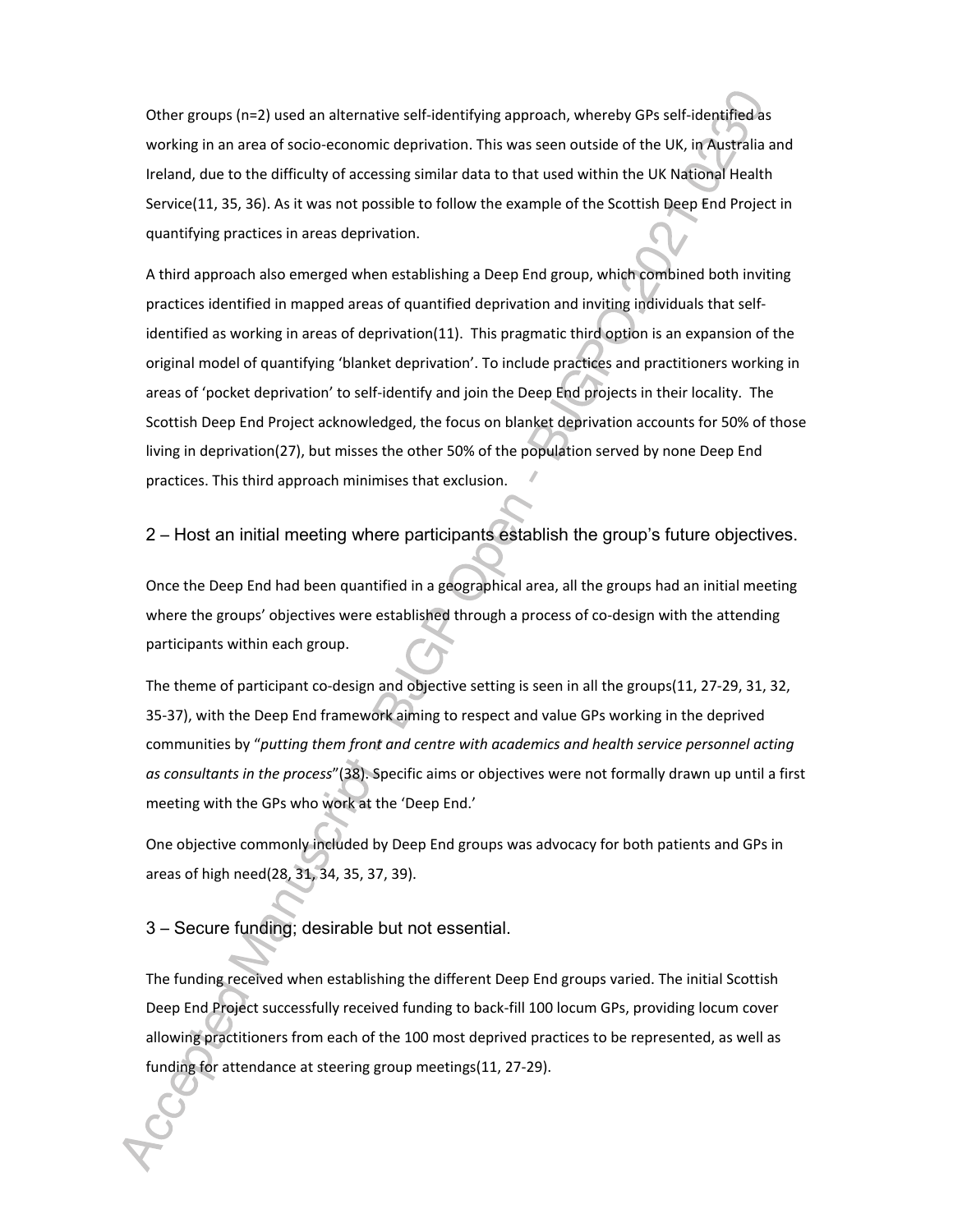Other groups (n=2) used an alternative self-identifying approach, whereby GPs self-identified as working in an area of socio-economic deprivation. This was seen outside of the UK, in Australia and Ireland, due to the difficulty of accessing similar data to that used within the UK National Health Service(11, 35, 36). As it was not possible to follow the example of the Scottish Deep End Project in quantifying practices in areas deprivation.

A third approach also emerged when establishing a Deep End group, which combined both inviting practices identified in mapped areas of quantified deprivation and inviting individuals that self-identified as working in areas of deprivation(11). This pragmatic third option is an expansion of the original model of quantifying 'blanket deprivation'. To include practices and practitioners working in areas of 'pocket deprivation' to self-identify and join the Deep End projects in their locality. The Scottish Deep End Project acknowledged, the focus on blanket deprivation accounts for 50% of those living in deprivation(27), but misses the other 50% of the population served by none Deep End practices. This third approach minimises that exclusion.

## 2 – Host an initial meeting where participants establish the group's future objectives.

Once the Deep End had been quantified in a geographical area, all the groups had an initial meeting where the groups' objectives were established through a process of co-design with the attending participants within each group.

The theme of participant co-design and objective setting is seen in all the groups(11, 27-29, 31, 32, 35-37), with the Deep End framework aiming to respect and value GPs working in the deprived communities by "*putting them front and centre with academics and health service personnel acting as consultants in the process*"(38). Specific aims or objectives were not formally drawn up until a first meeting with the GPs who work at the 'Deep End.'

One objective commonly included by Deep End groups was advocacy for both patients and GPs in areas of high need(28, 31, 34, 35, 37, 39).

## 3 – Secure funding; desirable but not essential.

The funding received when establishing the different Deep End groups varied. The initial Scottish Deep End Project successfully received funding to back-fill 100 locum GPs, providing locum cover allowing practitioners from each of the 100 most deprived practices to be represented, as well as funding for attendance at steering group meetings(11, 27-29).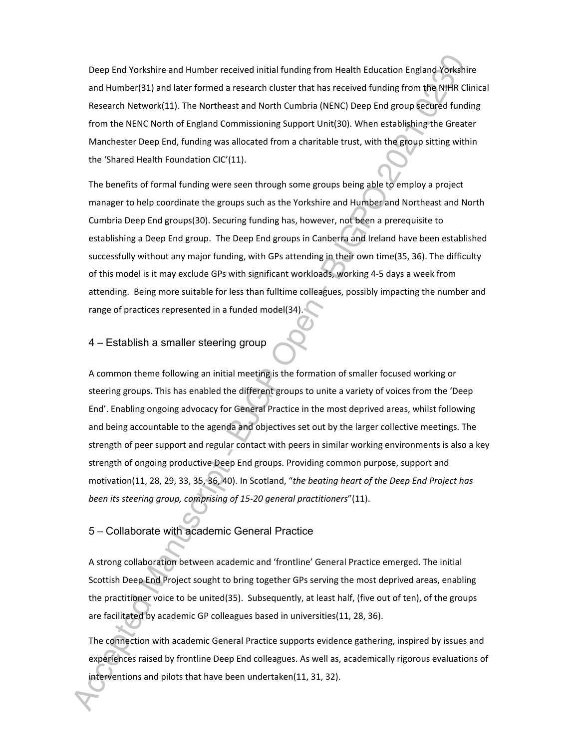Deep End Yorkshire and Humber received initial funding from Health Education England Yorkshire and Humber(31) and later formed a research cluster that has received funding from the NIHR Clinical Research Network(11). The Northeast and North Cumbria (NENC) Deep End group secured funding from the NENC North of England Commissioning Support Unit(30). When establishing the Greater Manchester Deep End, funding was allocated from a charitable trust, with the group sitting within the 'Shared Health Foundation CIC'(11).

The benefits of formal funding were seen through some groups being able to employ a project manager to help coordinate the groups such as the Yorkshire and Humber and Northeast and North Cumbria Deep End groups(30). Securing funding has, however, not been a prerequisite to establishing a Deep End group. The Deep End groups in Canberra and Ireland have been established successfully without any major funding, with GPs attending in their own time(35, 36). The difficulty of this model is it may exclude GPs with significant workloads, working 4-5 days a week from attending. Being more suitable for less than fulltime colleagues, possibly impacting the number and range of practices represented in a funded model(34).

## 4 – Establish a smaller steering group

A common theme following an initial meeting is the formation of smaller focused working or steering groups. This has enabled the different groups to unite a variety of voices from the 'Deep End'. Enabling ongoing advocacy for General Practice in the most deprived areas, whilst following and being accountable to the agenda and objectives set out by the larger collective meetings. The strength of peer support and regular contact with peers in similar working environments is also a key strength of ongoing productive Deep End groups. Providing common purpose, support and motivation(11, 28, 29, 33, 35, 36, 40). In Scotland, "*the beating heart of the Deep End Project has been its steering group, comprising of 15-20 general practitioners*"(11).

## 5 – Collaborate with academic General Practice

A strong collaboration between academic and 'frontline' General Practice emerged. The initial Scottish Deep End Project sought to bring together GPs serving the most deprived areas, enabling the practitioner voice to be united(35). Subsequently, at least half, (five out of ten), of the groups are facilitated by academic GP colleagues based in universities(11, 28, 36).

The connection with academic General Practice supports evidence gathering, inspired by issues and experiences raised by frontline Deep End colleagues. As well as, academically rigorous evaluations of interventions and pilots that have been undertaken(11, 31, 32).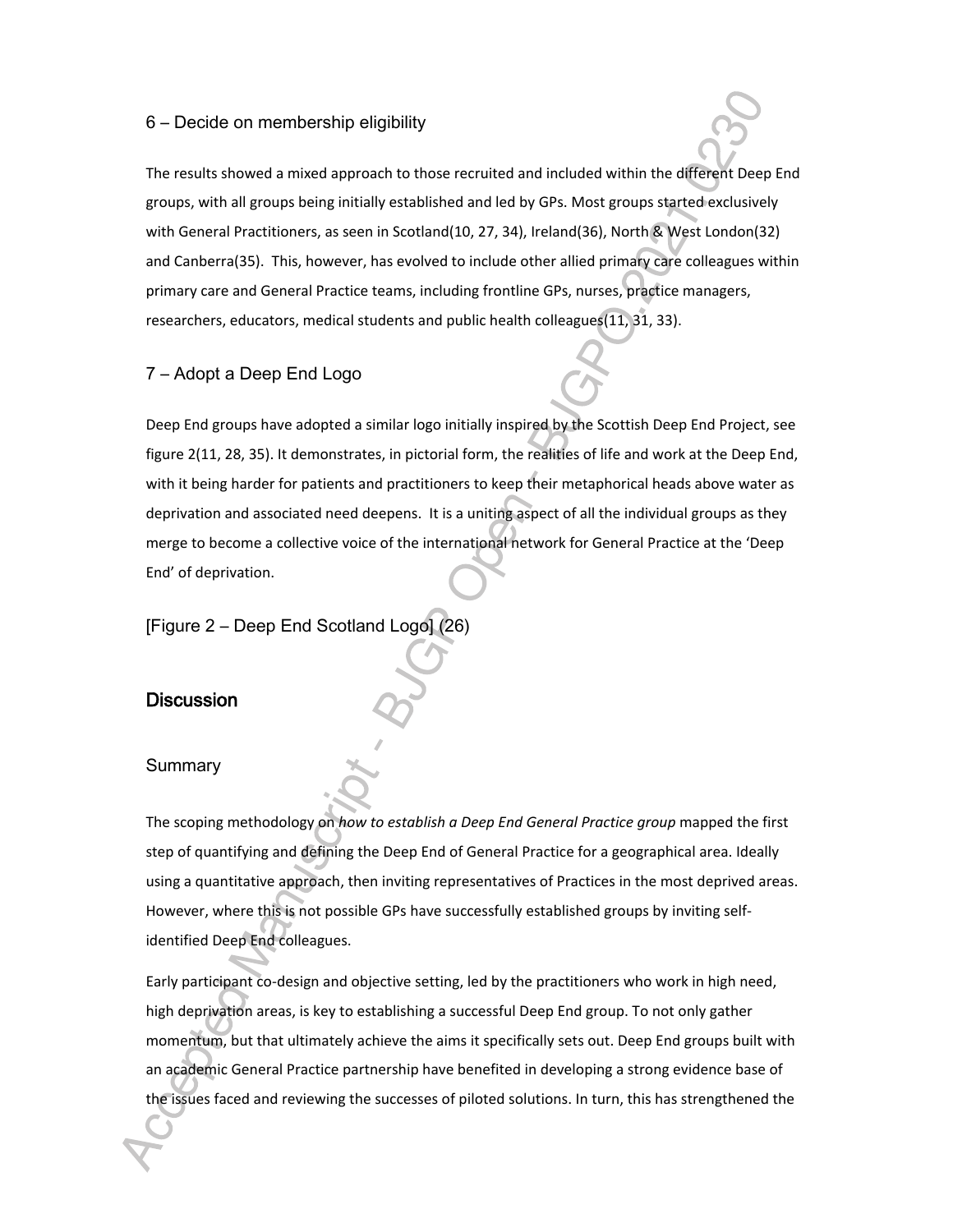### 6 – Decide on membership eligibility

The results showed a mixed approach to those recruited and included within the different Deep End groups, with all groups being initially established and led by GPs. Most groups started exclusively with General Practitioners, as seen in Scotland(10, 27, 34), Ireland(36), North & West London(32) and Canberra(35). This, however, has evolved to include other allied primary care colleagues within primary care and General Practice teams, including frontline GPs, nurses, practice managers, researchers, educators, medical students and public health colleagues(11, 31, 33).

### 7 – Adopt a Deep End Logo

Deep End groups have adopted a similar logo initially inspired by the Scottish Deep End Project, see figure 2(11, 28, 35). It demonstrates, in pictorial form, the realities of life and work at the Deep End, with it being harder for patients and practitioners to keep their metaphorical heads above water as deprivation and associated need deepens. It is a uniting aspect of all the individual groups as they merge to become a collective voice of the international network for General Practice at the 'Deep End' of deprivation.

[Figure 2 – Deep End Scotland Logo] (26)

## Discussion

### Summary

The scoping methodology on *how to establish a Deep End General Practice group* mapped the first step of quantifying and defining the Deep End of General Practice for a geographical area. Ideally using a quantitative approach, then inviting representatives of Practices in the most deprived areas. However, where this is not possible GPs have successfully established groups by inviting self-identified Deep End colleagues.

Early participant co-design and objective setting, led by the practitioners who work in high need, high deprivation areas, is key to establishing a successful Deep End group. To not only gather momentum, but that ultimately achieve the aims it specifically sets out. Deep End groups built with an academic General Practice partnership have benefited in developing a strong evidence base of the issues faced and reviewing the successes of piloted solutions. In turn, this has strengthened the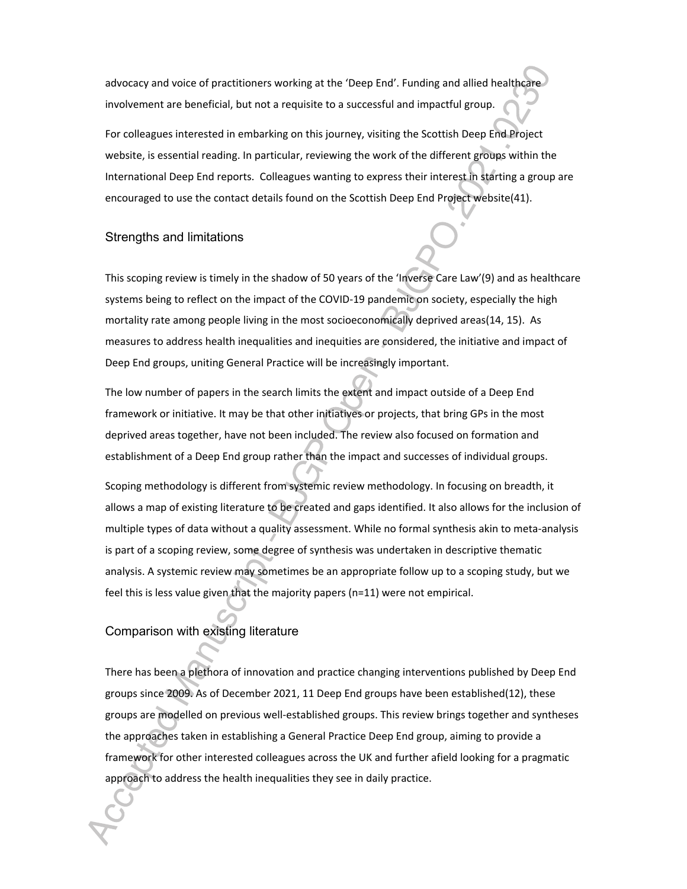advocacy and voice of practitioners working at the 'Deep End'. Funding and allied healthcare involvement are beneficial, but not a requisite to a successful and impactful group.

For colleagues interested in embarking on this journey, visiting the Scottish Deep End Project website, is essential reading. In particular, reviewing the work of the different groups within the International Deep End reports. Colleagues wanting to express their interest in starting a group are encouraged to use the contact details found on the Scottish Deep End Project website(41).

## Strengths and limitations

This scoping review is timely in the shadow of 50 years of the 'Inverse Care Law'(9) and as healthcare systems being to reflect on the impact of the COVID-19 pandemic on society, especially the high mortality rate among people living in the most socioeconomically deprived areas(14, 15). As measures to address health inequalities and inequities are considered, the initiative and impact of Deep End groups, uniting General Practice will be increasingly important.

The low number of papers in the search limits the extent and impact outside of a Deep End framework or initiative. It may be that other initiatives or projects, that bring GPs in the most deprived areas together, have not been included. The review also focused on formation and establishment of a Deep End group rather than the impact and successes of individual groups.

Scoping methodology is different from systemic review methodology. In focusing on breadth, it allows a map of existing literature to be created and gaps identified. It also allows for the inclusion of multiple types of data without a quality assessment. While no formal synthesis akin to meta-analysis is part of a scoping review, some degree of synthesis was undertaken in descriptive thematic analysis. A systemic review may sometimes be an appropriate follow up to a scoping study, but we feel this is less value given that the majority papers (n=11) were not empirical.

## Comparison with existing literature

There has been a plethora of innovation and practice changing interventions published by Deep End groups since 2009. As of December 2021, 11 Deep End groups have been established(12), these groups are modelled on previous well-established groups. This review brings together and syntheses the approaches taken in establishing a General Practice Deep End group, aiming to provide a framework for other interested colleagues across the UK and further afield looking for a pragmatic approach to address the health inequalities they see in daily practice.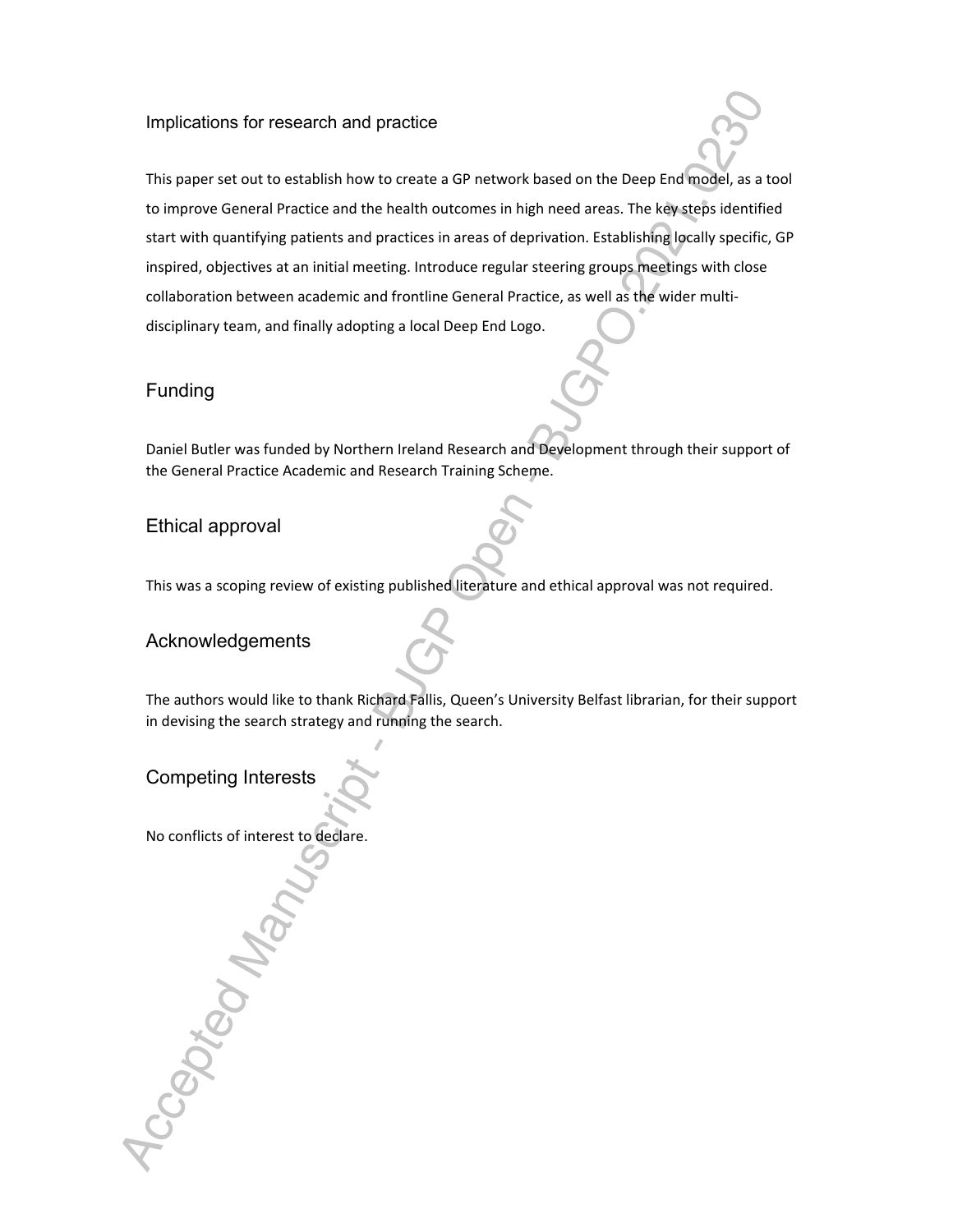## Implications for research and practice

This paper set out to establish how to create a GP network based on the Deep End model, as a tool to improve General Practice and the health outcomes in high need areas. The key steps identified start with quantifying patients and practices in areas of deprivation. Establishing locally specific, GP inspired, objectives at an initial meeting. Introduce regular steering groups meetings with close collaboration between academic and frontline General Practice, as well as the wider multi-disciplinary team, and finally adopting a local Deep End Logo.

## Funding

Daniel Butler was funded by Northern Ireland Research and Development through their support of the General Practice Academic and Research Training Scheme.

## Ethical approval

This was a scoping review of existing published literature and ethical approval was not required.

## Acknowledgements

The authors would like to thank Richard Fallis, Queen's University Belfast librarian, for their support in devising the search strategy and running the search.

## Competing Interests

No conflicts of interest to declare.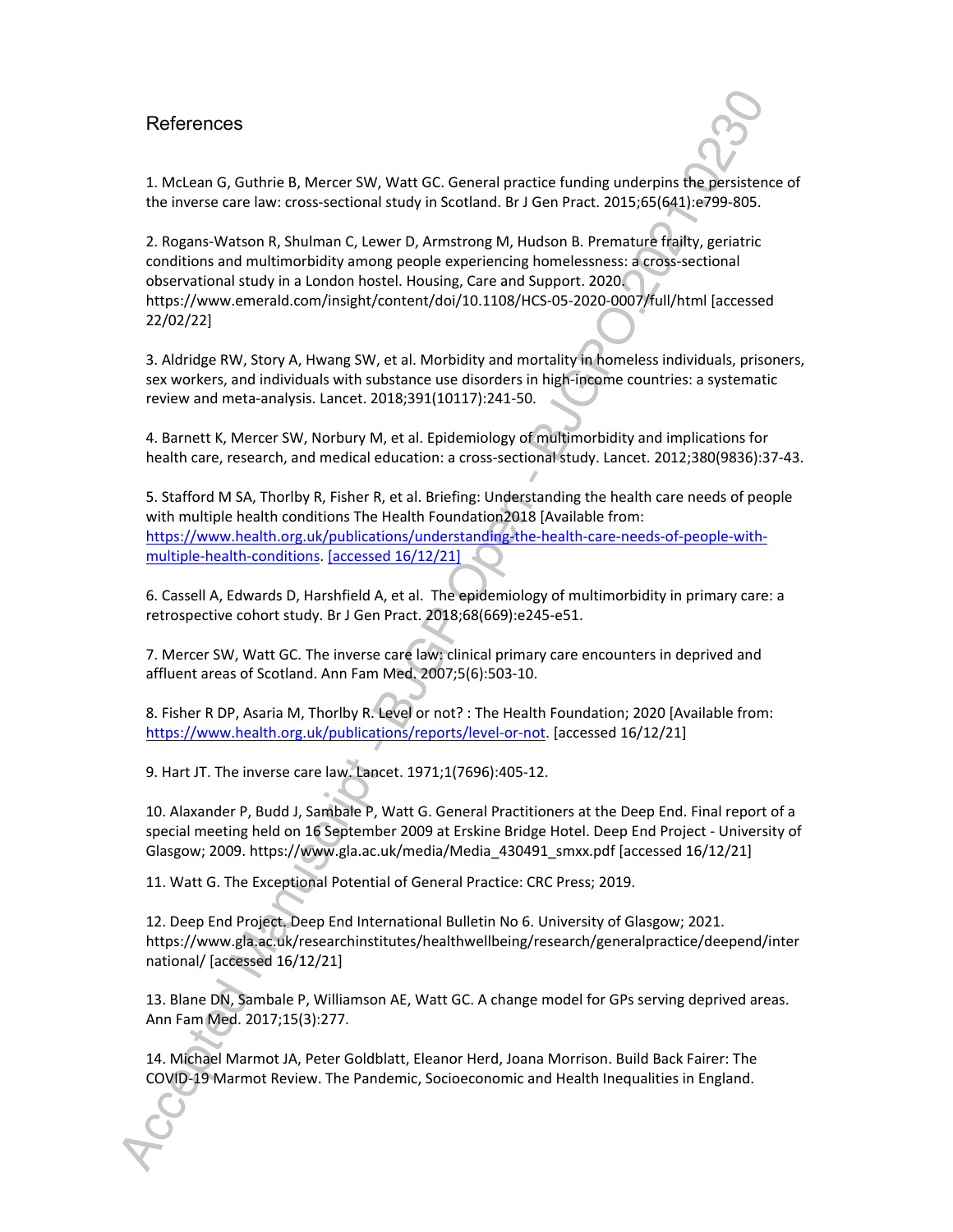## References

1. McLean G, Guthrie B, Mercer SW, Watt GC. General practice funding underpins the persistence of the inverse care law: cross-sectional study in Scotland. Br J Gen Pract. 2015;65(641):e799-805.

2. Rogans-Watson R, Shulman C, Lewer D, Armstrong M, Hudson B. Premature frailty, geriatric conditions and multimorbidity among people experiencing homelessness: a cross-sectional observational study in a London hostel. Housing, Care and Support. 2020. https://www.emerald.com/insight/content/doi/10.1108/HCS-05-2020-0007/full/html [accessed 22/02/22]

3. Aldridge RW, Story A, Hwang SW, et al. Morbidity and mortality in homeless individuals, prisoners, sex workers, and individuals with substance use disorders in high-income countries: a systematic review and meta-analysis. Lancet. 2018;391(10117):241-50.

4. Barnett K, Mercer SW, Norbury M, et al. Epidemiology of multimorbidity and implications for health care, research, and medical education: a cross-sectional study. Lancet. 2012;380(9836):37-43.

5. Stafford M SA, Thorlby R, Fisher R, et al. Briefing: Understanding the health care needs of people with multiple health conditions The Health Foundation2018 [Available from: https://www.health.org.uk/publications/understanding-the-health-care-needs-of-people-with-multiple-health-conditions. [accessed 16/12/21]

6. Cassell A, Edwards D, Harshfield A, et al. The epidemiology of multimorbidity in primary care: a retrospective cohort study. Br J Gen Pract. 2018;68(669):e245-e51.

7. Mercer SW, Watt GC. The inverse care law: clinical primary care encounters in deprived and affluent areas of Scotland. Ann Fam Med. 2007;5(6):503-10.

8. Fisher R DP, Asaria M, Thorlby R. Level or not? : The Health Foundation; 2020 [Available from: https://www.health.org.uk/publications/reports/level-or-not. [accessed 16/12/21]

9. Hart JT. The inverse care law. Lancet. 1971;1(7696):405-12.

10. Alaxander P, Budd J, Sambale P, Watt G. General Practitioners at the Deep End. Final report of a special meeting held on 16 September 2009 at Erskine Bridge Hotel. Deep End Project - University of Glasgow; 2009. https://www.gla.ac.uk/media/Media_430491_smxx.pdf [accessed 16/12/21]

11. Watt G. The Exceptional Potential of General Practice: CRC Press; 2019.

12. Deep End Project. Deep End International Bulletin No 6. University of Glasgow; 2021. https://www.gla.ac.uk/researchinstitutes/healthwellbeing/research/generalpractice/deepend/international/ [accessed 16/12/21]

13. Blane DN, Sambale P, Williamson AE, Watt GC. A change model for GPs serving deprived areas. Ann Fam Med. 2017;15(3):277.

14. Michael Marmot JA, Peter Goldblatt, Eleanor Herd, Joana Morrison. Build Back Fairer: The COVID-19 Marmot Review. The Pandemic, Socioeconomic and Health Inequalities in England.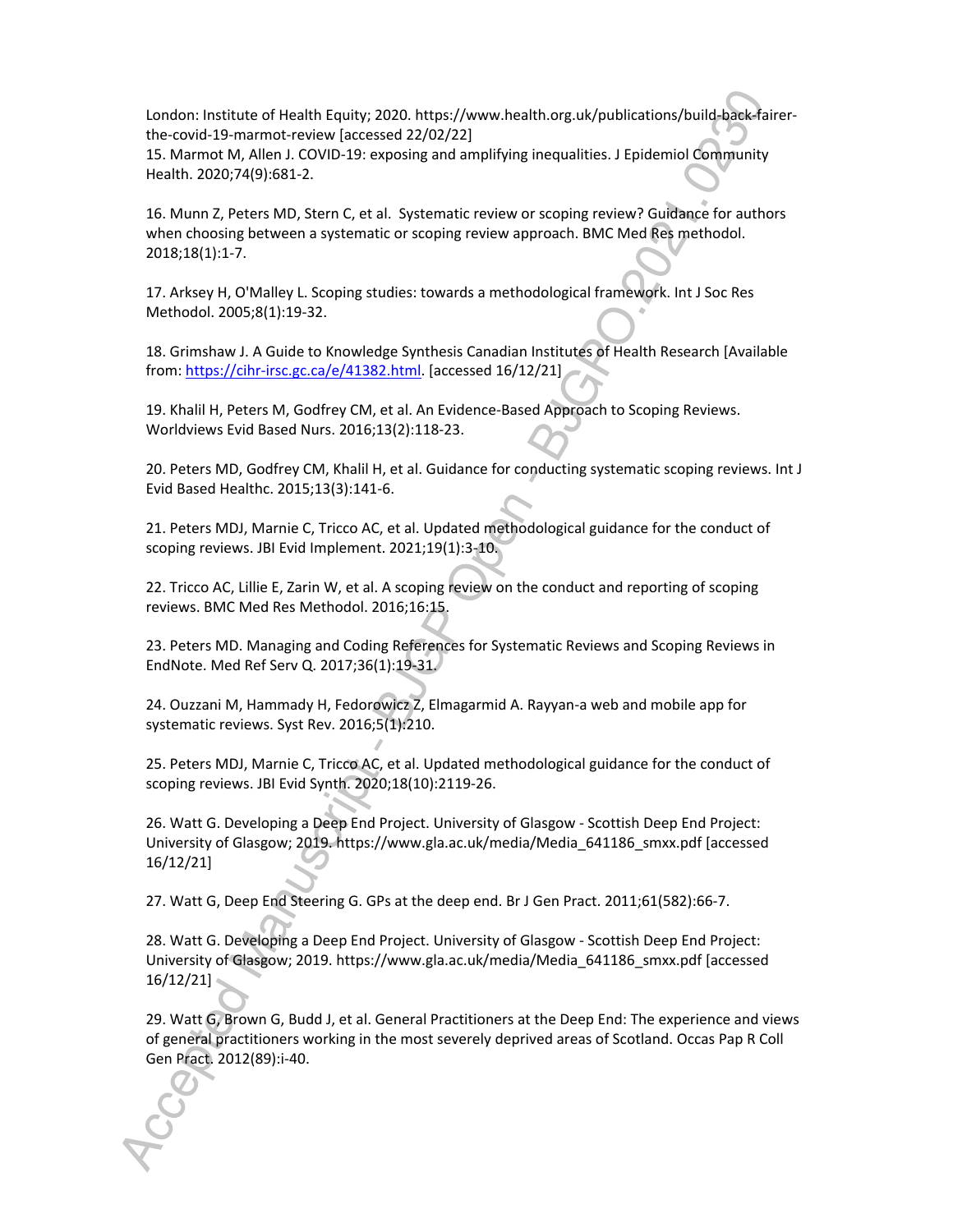London: Institute of Health Equity; 2020. https://www.health.org.uk/publications/build-back-fairer-the-covid-19-marmot-review [accessed 22/02/22]

15. Marmot M, Allen J. COVID-19: exposing and amplifying inequalities. J Epidemiol Community Health. 2020;74(9):681-2.

16. Munn Z, Peters MD, Stern C, et al. Systematic review or scoping review? Guidance for authors when choosing between a systematic or scoping review approach. BMC Med Res methodol. 2018;18(1):1-7.

17. Arksey H, O'Malley L. Scoping studies: towards a methodological framework. Int J Soc Res Methodol. 2005;8(1):19-32.

18. Grimshaw J. A Guide to Knowledge Synthesis Canadian Institutes of Health Research [Available from: https://cihr-irsc.gc.ca/e/41382.html. [accessed 16/12/21]

19. Khalil H, Peters M, Godfrey CM, et al. An Evidence-Based Approach to Scoping Reviews. Worldviews Evid Based Nurs. 2016;13(2):118-23.

20. Peters MD, Godfrey CM, Khalil H, et al. Guidance for conducting systematic scoping reviews. Int J Evid Based Healthc. 2015;13(3):141-6.

21. Peters MDJ, Marnie C, Tricco AC, et al. Updated methodological guidance for the conduct of scoping reviews. JBI Evid Implement. 2021;19(1):3-10.

22. Tricco AC, Lillie E, Zarin W, et al. A scoping review on the conduct and reporting of scoping reviews. BMC Med Res Methodol. 2016;16:15.

23. Peters MD. Managing and Coding References for Systematic Reviews and Scoping Reviews in EndNote. Med Ref Serv Q. 2017;36(1):19-31.

24. Ouzzani M, Hammady H, Fedorowicz Z, Elmagarmid A. Rayyan-a web and mobile app for systematic reviews. Syst Rev. 2016;5(1):210.

25. Peters MDJ, Marnie C, Tricco AC, et al. Updated methodological guidance for the conduct of scoping reviews. JBI Evid Synth. 2020;18(10):2119-26.

26. Watt G. Developing a Deep End Project. University of Glasgow - Scottish Deep End Project: University of Glasgow; 2019. https://www.gla.ac.uk/media/Media_641186_smxx.pdf [accessed 16/12/21]

27. Watt G, Deep End Steering G. GPs at the deep end. Br J Gen Pract. 2011;61(582):66-7.

28. Watt G. Developing a Deep End Project. University of Glasgow - Scottish Deep End Project: University of Glasgow; 2019. https://www.gla.ac.uk/media/Media_641186_smxx.pdf [accessed 16/12/21]

29. Watt G, Brown G, Budd J, et al. General Practitioners at the Deep End: The experience and views of general practitioners working in the most severely deprived areas of Scotland. Occas Pap R Coll Gen Pract. 2012(89):i-40.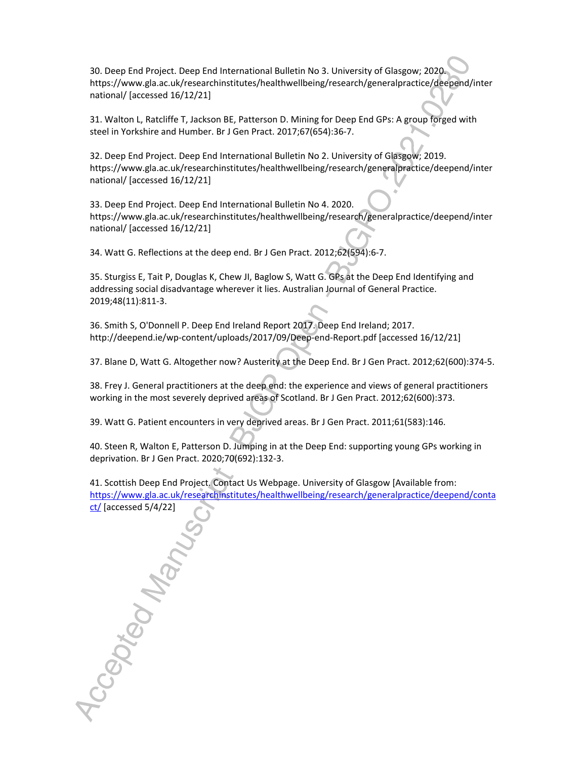30. Deep End Project. Deep End International Bulletin No 3. University of Glasgow; 2020. https://www.gla.ac.uk/researchinstitutes/healthwellbeing/research/generalpractice/deepend/international/ [accessed 16/12/21]

31. Walton L, Ratcliffe T, Jackson BE, Patterson D. Mining for Deep End GPs: A group forged with steel in Yorkshire and Humber. Br J Gen Pract. 2017;67(654):36-7.

32. Deep End Project. Deep End International Bulletin No 2. University of Glasgow; 2019. https://www.gla.ac.uk/researchinstitutes/healthwellbeing/research/generalpractice/deepend/international/ [accessed 16/12/21]

33. Deep End Project. Deep End International Bulletin No 4. 2020. https://www.gla.ac.uk/researchinstitutes/healthwellbeing/research/generalpractice/deepend/international/ [accessed 16/12/21]

34. Watt G. Reflections at the deep end. Br J Gen Pract. 2012;62(594):6-7.

35. Sturgiss E, Tait P, Douglas K, Chew JI, Baglow S, Watt G. GPs at the Deep End Identifying and addressing social disadvantage wherever it lies. Australian Journal of General Practice. 2019;48(11):811-3.

36. Smith S, O'Donnell P. Deep End Ireland Report 2017. Deep End Ireland; 2017. http://deepend.ie/wp-content/uploads/2017/09/Deep-end-Report.pdf [accessed 16/12/21]

37. Blane D, Watt G. Altogether now? Austerity at the Deep End. Br J Gen Pract. 2012;62(600):374-5.

38. Frey J. General practitioners at the deep end: the experience and views of general practitioners working in the most severely deprived areas of Scotland. Br J Gen Pract. 2012;62(600):373.

39. Watt G. Patient encounters in very deprived areas. Br J Gen Pract. 2011;61(583):146.

40. Steen R, Walton E, Patterson D. Jumping in at the Deep End: supporting young GPs working in deprivation. Br J Gen Pract. 2020;70(692):132-3.

41. Scottish Deep End Project. Contact Us Webpage. University of Glasgow [Available from: https://www.gla.ac.uk/researchinstitutes/healthwellbeing/research/generalpractice/deepend/contact/ [accessed 5/4/22]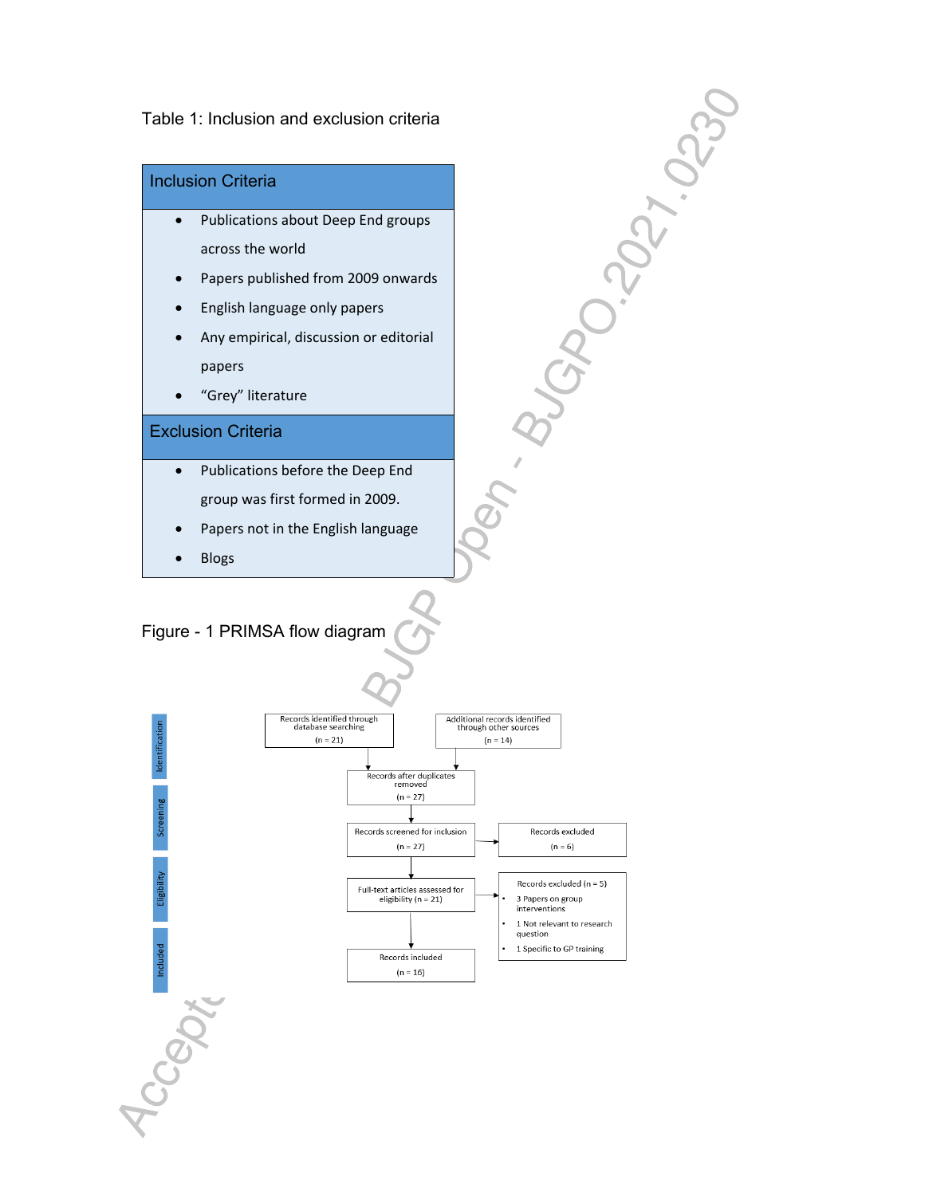Table 1: Inclusion and exclusion criteria

| Inclusion Criteria |
|---|
| • Publications about Deep End groups across the world<br>• Papers published from 2009 onwards<br>• English language only papers<br>• Any empirical, discussion or editorial papers<br>• "Grey" literature |
| **Exclusion Criteria** |
| • Publications before the Deep End group was first formed in 2009.<br>• Papers not in the English language<br>• Blogs |

Figure - 1 PRIMSA flow diagram

**Identification**

- Records identified through database searching (n = 21)
- Additional records identified through other sources (n = 14)

**Screening**

- Records after duplicates removed (n = 27)
- Records screened for inclusion (n = 27)
- Records excluded (n = 6)

**Eligibility**

- Full-text articles assessed for eligibility (n = 21)
- Records excluded (n = 5)
  - 3 Papers on group interventions
  - 1 Not relevant to research question
  - 1 Specific to GP training

**Included**

- Records included (n = 16)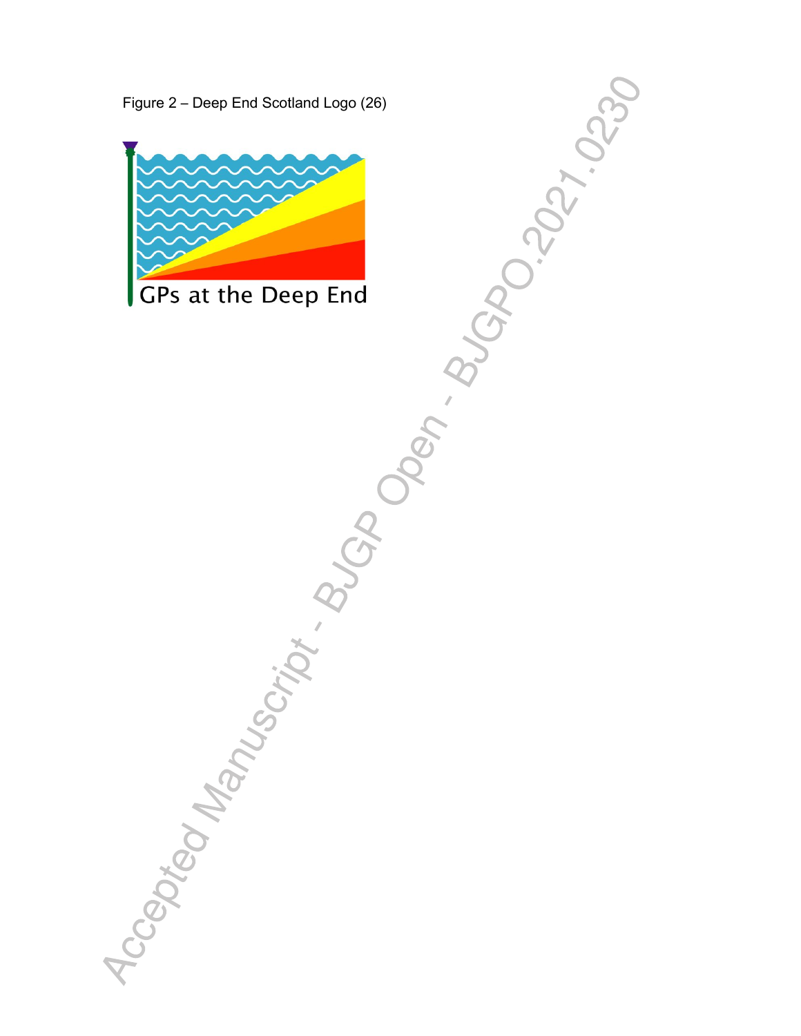Figure 2 – Deep End Scotland Logo (26)

GPs at the Deep End